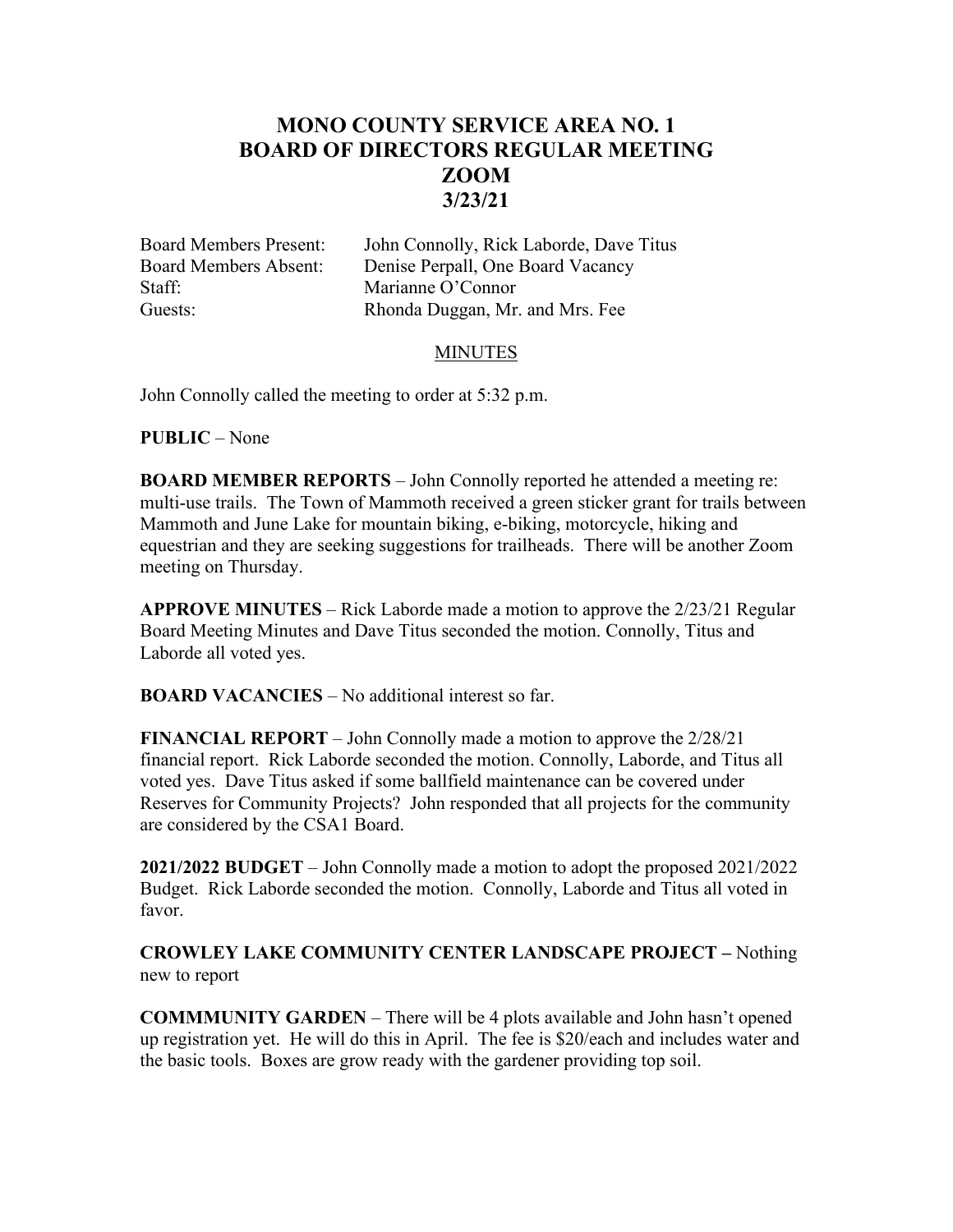# MONO COUNTY SERVICE AREA NO. 1
# BOARD OF DIRECTORS REGULAR MEETING
# ZOOM
# 3/23/21

| | |
|---|---|
| Board Members Present: | John Connolly, Rick Laborde, Dave Titus |
| Board Members Absent: | Denise Perpall, One Board Vacancy |
| Staff: | Marianne O'Connor |
| Guests: | Rhonda Duggan, Mr. and Mrs. Fee |

## MINUTES

John Connolly called the meeting to order at 5:32 p.m.

**PUBLIC** – None

**BOARD MEMBER REPORTS** – John Connolly reported he attended a meeting re: multi-use trails. The Town of Mammoth received a green sticker grant for trails between Mammoth and June Lake for mountain biking, e-biking, motorcycle, hiking and equestrian and they are seeking suggestions for trailheads. There will be another Zoom meeting on Thursday.

**APPROVE MINUTES** – Rick Laborde made a motion to approve the 2/23/21 Regular Board Meeting Minutes and Dave Titus seconded the motion. Connolly, Titus and Laborde all voted yes.

**BOARD VACANCIES** – No additional interest so far.

**FINANCIAL REPORT** – John Connolly made a motion to approve the 2/28/21 financial report. Rick Laborde seconded the motion. Connolly, Laborde, and Titus all voted yes. Dave Titus asked if some ballfield maintenance can be covered under Reserves for Community Projects? John responded that all projects for the community are considered by the CSA1 Board.

**2021/2022 BUDGET** – John Connolly made a motion to adopt the proposed 2021/2022 Budget. Rick Laborde seconded the motion. Connolly, Laborde and Titus all voted in favor.

**CROWLEY LAKE COMMUNITY CENTER LANDSCAPE PROJECT –** Nothing new to report

**COMMMUNITY GARDEN** – There will be 4 plots available and John hasn't opened up registration yet. He will do this in April. The fee is $20/each and includes water and the basic tools. Boxes are grow ready with the gardener providing top soil.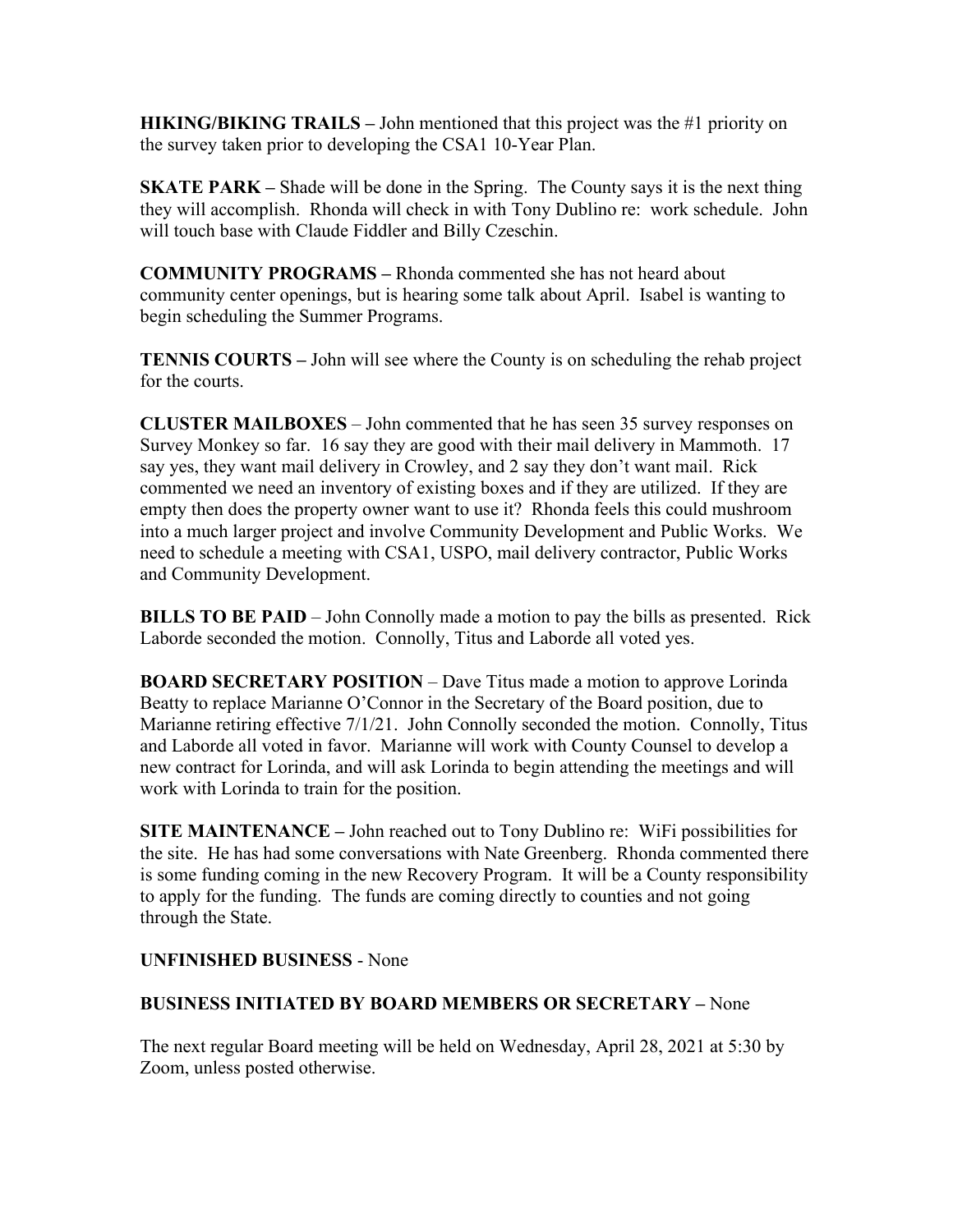**HIKING/BIKING TRAILS –** John mentioned that this project was the #1 priority on the survey taken prior to developing the CSA1 10-Year Plan.

**SKATE PARK –** Shade will be done in the Spring. The County says it is the next thing they will accomplish. Rhonda will check in with Tony Dublino re: work schedule. John will touch base with Claude Fiddler and Billy Czeschin.

**COMMUNITY PROGRAMS –** Rhonda commented she has not heard about community center openings, but is hearing some talk about April. Isabel is wanting to begin scheduling the Summer Programs.

**TENNIS COURTS –** John will see where the County is on scheduling the rehab project for the courts.

**CLUSTER MAILBOXES** – John commented that he has seen 35 survey responses on Survey Monkey so far. 16 say they are good with their mail delivery in Mammoth. 17 say yes, they want mail delivery in Crowley, and 2 say they don't want mail. Rick commented we need an inventory of existing boxes and if they are utilized. If they are empty then does the property owner want to use it? Rhonda feels this could mushroom into a much larger project and involve Community Development and Public Works. We need to schedule a meeting with CSA1, USPO, mail delivery contractor, Public Works and Community Development.

**BILLS TO BE PAID** – John Connolly made a motion to pay the bills as presented. Rick Laborde seconded the motion. Connolly, Titus and Laborde all voted yes.

**BOARD SECRETARY POSITION** – Dave Titus made a motion to approve Lorinda Beatty to replace Marianne O'Connor in the Secretary of the Board position, due to Marianne retiring effective 7/1/21. John Connolly seconded the motion. Connolly, Titus and Laborde all voted in favor. Marianne will work with County Counsel to develop a new contract for Lorinda, and will ask Lorinda to begin attending the meetings and will work with Lorinda to train for the position.

**SITE MAINTENANCE –** John reached out to Tony Dublino re: WiFi possibilities for the site. He has had some conversations with Nate Greenberg. Rhonda commented there is some funding coming in the new Recovery Program. It will be a County responsibility to apply for the funding. The funds are coming directly to counties and not going through the State.

**UNFINISHED BUSINESS** - None

**BUSINESS INITIATED BY BOARD MEMBERS OR SECRETARY –** None

The next regular Board meeting will be held on Wednesday, April 28, 2021 at 5:30 by Zoom, unless posted otherwise.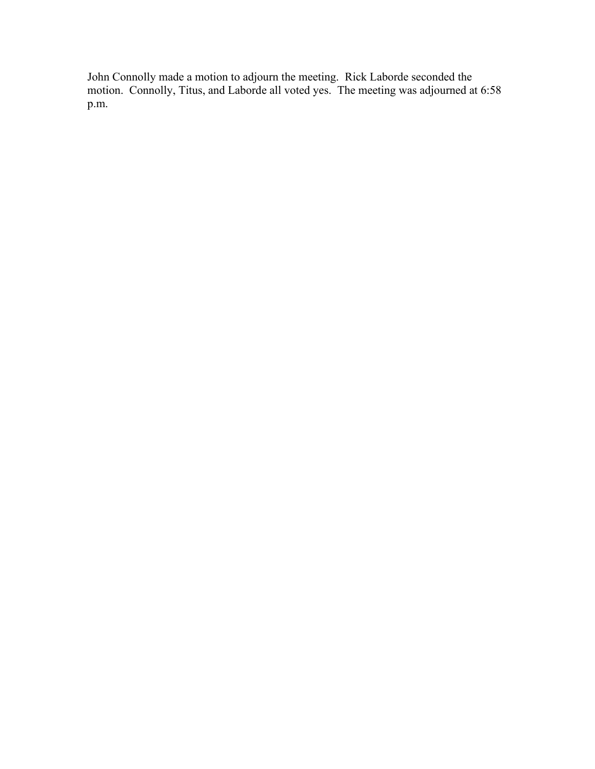John Connolly made a motion to adjourn the meeting. Rick Laborde seconded the motion. Connolly, Titus, and Laborde all voted yes. The meeting was adjourned at 6:58 p.m.